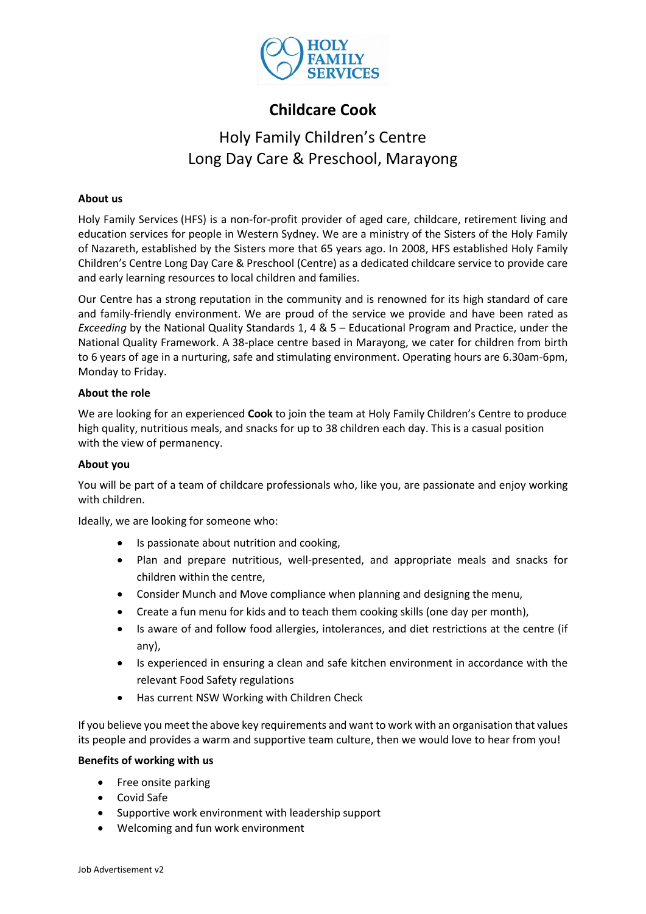# Childcare Cook

## Holy Family Children's Centre
## Long Day Care & Preschool, Marayong

**About us**

Holy Family Services (HFS) is a non-for-profit provider of aged care, childcare, retirement living and education services for people in Western Sydney. We are a ministry of the Sisters of the Holy Family of Nazareth, established by the Sisters more that 65 years ago. In 2008, HFS established Holy Family Children's Centre Long Day Care & Preschool (Centre) as a dedicated childcare service to provide care and early learning resources to local children and families.

Our Centre has a strong reputation in the community and is renowned for its high standard of care and family-friendly environment. We are proud of the service we provide and have been rated as *Exceeding* by the National Quality Standards 1, 4 & 5 – Educational Program and Practice, under the National Quality Framework. A 38-place centre based in Marayong, we cater for children from birth to 6 years of age in a nurturing, safe and stimulating environment. Operating hours are 6.30am-6pm, Monday to Friday.

**About the role**

We are looking for an experienced **Cook** to join the team at Holy Family Children's Centre to produce high quality, nutritious meals, and snacks for up to 38 children each day. This is a casual position with the view of permanency.

**About you**

You will be part of a team of childcare professionals who, like you, are passionate and enjoy working with children.

Ideally, we are looking for someone who:

- Is passionate about nutrition and cooking,
- Plan and prepare nutritious, well-presented, and appropriate meals and snacks for children within the centre,
- Consider Munch and Move compliance when planning and designing the menu,
- Create a fun menu for kids and to teach them cooking skills (one day per month),
- Is aware of and follow food allergies, intolerances, and diet restrictions at the centre (if any),
- Is experienced in ensuring a clean and safe kitchen environment in accordance with the relevant Food Safety regulations
- Has current NSW Working with Children Check

If you believe you meet the above key requirements and want to work with an organisation that values its people and provides a warm and supportive team culture, then we would love to hear from you!

**Benefits of working with us**

- Free onsite parking
- Covid Safe
- Supportive work environment with leadership support
- Welcoming and fun work environment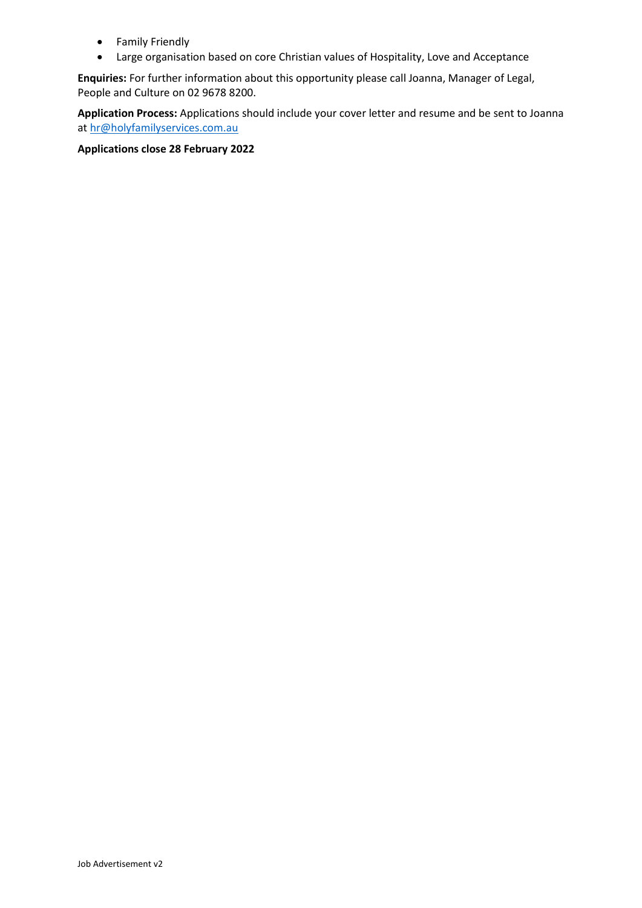- Family Friendly
- Large organisation based on core Christian values of Hospitality, Love and Acceptance

**Enquiries:** For further information about this opportunity please call Joanna, Manager of Legal, People and Culture on 02 9678 8200.

**Application Process:** Applications should include your cover letter and resume and be sent to Joanna at hr@holyfamilyservices.com.au

**Applications close 28 February 2022**